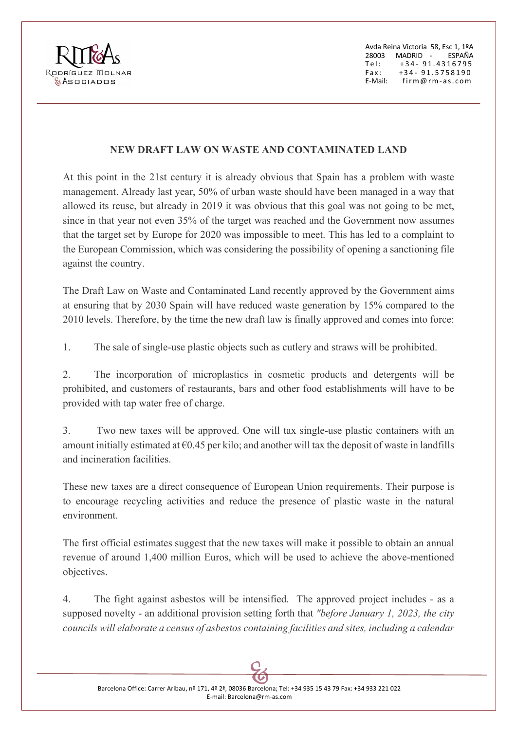## NEW DRAFT LAW ON WASTE AND CONTAMINATED LAND

At this point in the 21st century it is already obvious that Spain has a problem with waste management. Already last year, 50% of urban waste should have been managed in a way that allowed its reuse, but already in 2019 it was obvious that this goal was not going to be met, since in that year not even 35% of the target was reached and the Government now assumes that the target set by Europe for 2020 was impossible to meet. This has led to a complaint to the European Commission, which was considering the possibility of opening a sanctioning file against the country.

The Draft Law on Waste and Contaminated Land recently approved by the Government aims at ensuring that by 2030 Spain will have reduced waste generation by 15% compared to the 2010 levels. Therefore, by the time the new draft law is finally approved and comes into force:

1. The sale of single-use plastic objects such as cutlery and straws will be prohibited.

2. The incorporation of microplastics in cosmetic products and detergents will be prohibited, and customers of restaurants, bars and other food establishments will have to be provided with tap water free of charge.

3. Two new taxes will be approved. One will tax single-use plastic containers with an amount initially estimated at €0.45 per kilo; and another will tax the deposit of waste in landfills and incineration facilities.

These new taxes are a direct consequence of European Union requirements. Their purpose is to encourage recycling activities and reduce the presence of plastic waste in the natural environment.

The first official estimates suggest that the new taxes will make it possible to obtain an annual revenue of around 1,400 million Euros, which will be used to achieve the above-mentioned objectives.

4. The fight against asbestos will be intensified. The approved project includes - as a supposed novelty - an additional provision setting forth that *"before January 1, 2023, the city councils will elaborate a census of asbestos containing facilities and sites, including a calendar*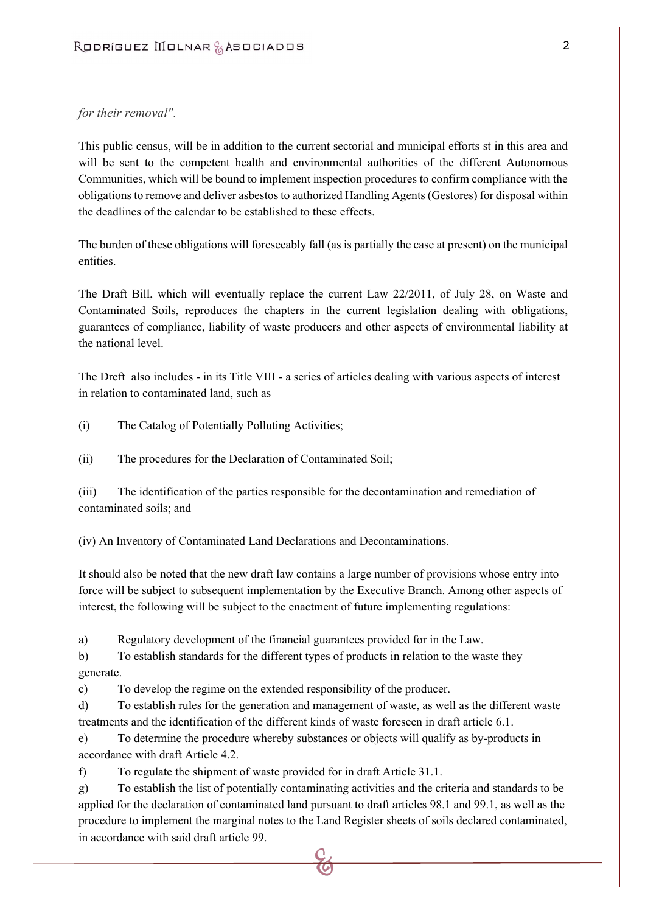*for their removal".*

This public census, will be in addition to the current sectorial and municipal efforts st in this area and will be sent to the competent health and environmental authorities of the different Autonomous Communities, which will be bound to implement inspection procedures to confirm compliance with the obligations to remove and deliver asbestos to authorized Handling Agents (Gestores) for disposal within the deadlines of the calendar to be established to these effects.

The burden of these obligations will foreseeably fall (as is partially the case at present) on the municipal entities.

The Draft Bill, which will eventually replace the current Law 22/2011, of July 28, on Waste and Contaminated Soils, reproduces the chapters in the current legislation dealing with obligations, guarantees of compliance, liability of waste producers and other aspects of environmental liability at the national level.

The Dreft also includes - in its Title VIII - a series of articles dealing with various aspects of interest in relation to contaminated land, such as

(i) The Catalog of Potentially Polluting Activities;

(ii) The procedures for the Declaration of Contaminated Soil;

(iii) The identification of the parties responsible for the decontamination and remediation of contaminated soils; and

(iv) An Inventory of Contaminated Land Declarations and Decontaminations.

It should also be noted that the new draft law contains a large number of provisions whose entry into force will be subject to subsequent implementation by the Executive Branch. Among other aspects of interest, the following will be subject to the enactment of future implementing regulations:

a) Regulatory development of the financial guarantees provided for in the Law.
b) To establish standards for the different types of products in relation to the waste they generate.
c) To develop the regime on the extended responsibility of the producer.
d) To establish rules for the generation and management of waste, as well as the different waste treatments and the identification of the different kinds of waste foreseen in draft article 6.1.
e) To determine the procedure whereby substances or objects will qualify as by-products in accordance with draft Article 4.2.
f) To regulate the shipment of waste provided for in draft Article 31.1.
g) To establish the list of potentially contaminating activities and the criteria and standards to be applied for the declaration of contaminated land pursuant to draft articles 98.1 and 99.1, as well as the procedure to implement the marginal notes to the Land Register sheets of soils declared contaminated, in accordance with said draft article 99.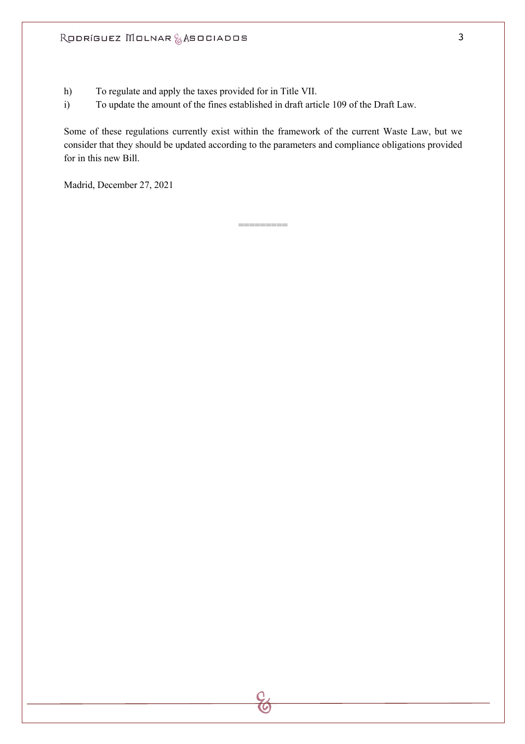h) To regulate and apply the taxes provided for in Title VII.

i) To update the amount of the fines established in draft article 109 of the Draft Law.

Some of these regulations currently exist within the framework of the current Waste Law, but we consider that they should be updated according to the parameters and compliance obligations provided for in this new Bill.

Madrid, December 27, 2021

=========